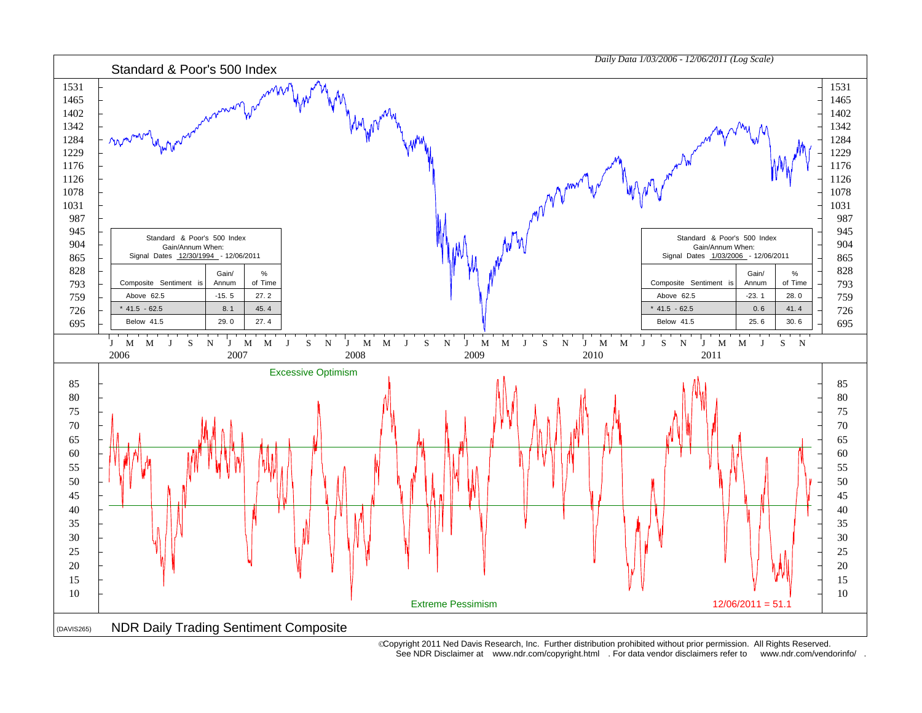*Daily Data 1/03/2006 - 12/06/2011 (Log Scale)*

## Standard & Poor's 500 Index

Standard & Poor's 500 Index Gain/Annum When:
Signal Dates 12/30/1994 - 12/06/2011

| Composite Sentiment is | Gain/ Annum | % of Time |
|---|---|---|
| Above 62.5 | -15.5 | 27.2 |
| * 41.5 - 62.5 | 8.1 | 45.4 |
| Below 41.5 | 29.0 | 27.4 |

Standard & Poor's 500 Index Gain/Annum When:
Signal Dates 1/03/2006 - 12/06/2011

| Composite Sentiment is | Gain/ Annum | % of Time |
|---|---|---|
| Above 62.5 | -23.1 | 28.0 |
| * 41.5 - 62.5 | 0.6 | 41.4 |
| Below 41.5 | 25.6 | 30.6 |

Excessive Optimism

Extreme Pessimism

12/06/2011 = 51.1

(DAVIS265)

## NDR Daily Trading Sentiment Composite

©Copyright 2011 Ned Davis Research, Inc. Further distribution prohibited without prior permission. All Rights Reserved.
See NDR Disclaimer at www.ndr.com/copyright.html . For data vendor disclaimers refer to www.ndr.com/vendorinfo/ .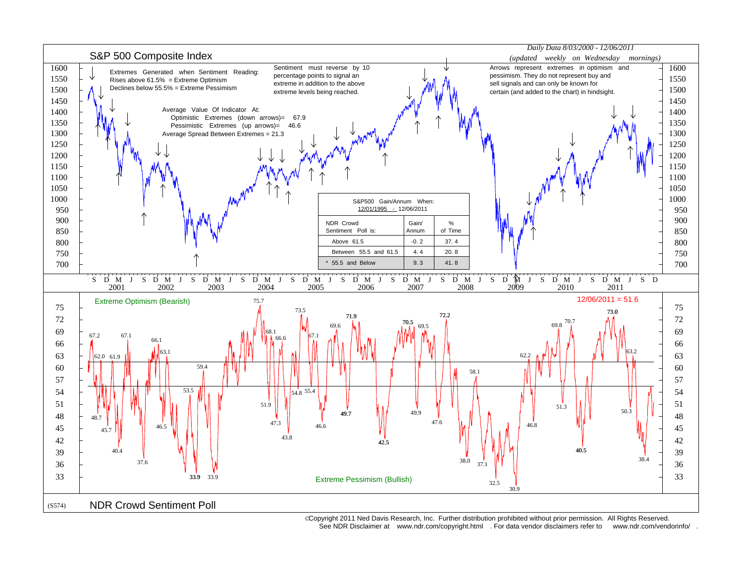## S&P 500 Composite Index

*Daily Data 8/03/2000 - 12/06/2011*
*(updated weekly on Wednesday mornings)*

Extremes Generated when Sentiment Reading:
Rises above 61.5% = Extreme Optimism
Declines below 55.5% = Extreme Pessimism

Sentiment must reverse by 10 percentage points to signal an extreme in addition to the above extreme levels being reached.

Arrows represent extremes in optimism and pessimism. They do not represent buy and sell signals and can only be known for certain (and added to the chart) in hindsight.

Average Value Of Indicator At:
Optimistic Extremes (down arrows)= 67.9
Pessimistic Extremes (up arrows)= 46.6
Average Spread Between Extremes = 21.3

S&P500 Gain/Annum When:
12/01/1995 - 12/06/2011

| NDR Crowd Sentiment Poll is: | Gain/ Annum | % of Time |
|---|---|---|
| Above 61.5 | -0.2 | 37.4 |
| Between 55.5 and 61.5 | 4.4 | 20.8 |
| * 55.5 and Below | 9.3 | 41.8 |

Extreme Optimism (Bearish)

12/06/2011 = 51.6

Extreme Pessimism (Bullish)

(S574)

## NDR Crowd Sentiment Poll

©Copyright 2011 Ned Davis Research, Inc. Further distribution prohibited without prior permission. All Rights Reserved.
See NDR Disclaimer at www.ndr.com/copyright.html . For data vendor disclaimers refer to www.ndr.com/vendorinfo/ .